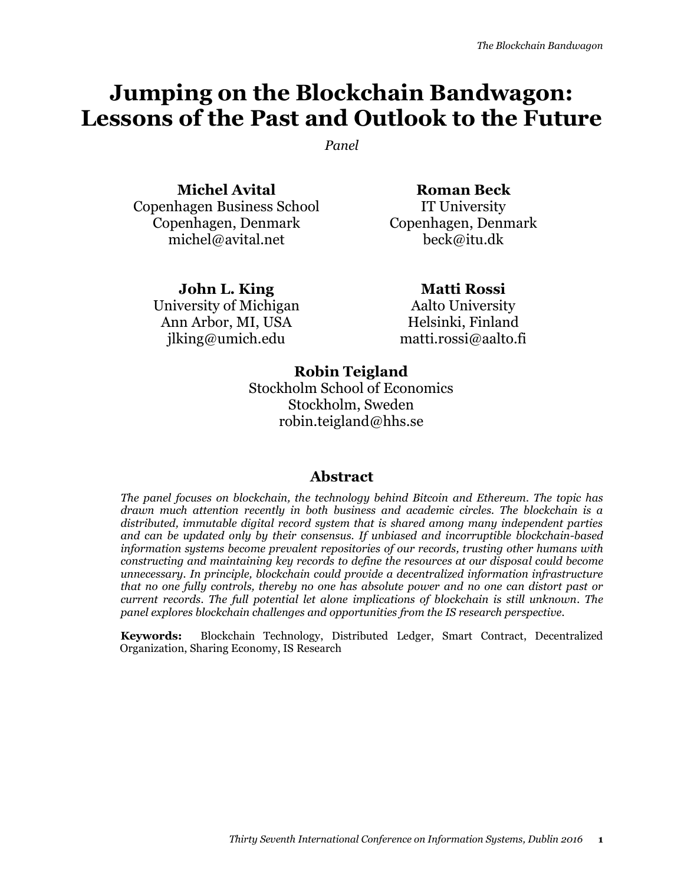# Jumping on the Blockchain Bandwagon: Lessons of the Past and Outlook to the Future

*Panel*

**Michel Avital**
Copenhagen Business School
Copenhagen, Denmark
michel@avital.net

**Roman Beck**
IT University
Copenhagen, Denmark
beck@itu.dk

**John L. King**
University of Michigan
Ann Arbor, MI, USA
jlking@umich.edu

**Matti Rossi**
Aalto University
Helsinki, Finland
matti.rossi@aalto.fi

**Robin Teigland**
Stockholm School of Economics
Stockholm, Sweden
robin.teigland@hhs.se

## Abstract

*The panel focuses on blockchain, the technology behind Bitcoin and Ethereum. The topic has drawn much attention recently in both business and academic circles. The blockchain is a distributed, immutable digital record system that is shared among many independent parties and can be updated only by their consensus. If unbiased and incorruptible blockchain-based information systems become prevalent repositories of our records, trusting other humans with constructing and maintaining key records to define the resources at our disposal could become unnecessary. In principle, blockchain could provide a decentralized information infrastructure that no one fully controls, thereby no one has absolute power and no one can distort past or current records. The full potential let alone implications of blockchain is still unknown. The panel explores blockchain challenges and opportunities from the IS research perspective.*

**Keywords:** Blockchain Technology, Distributed Ledger, Smart Contract, Decentralized Organization, Sharing Economy, IS Research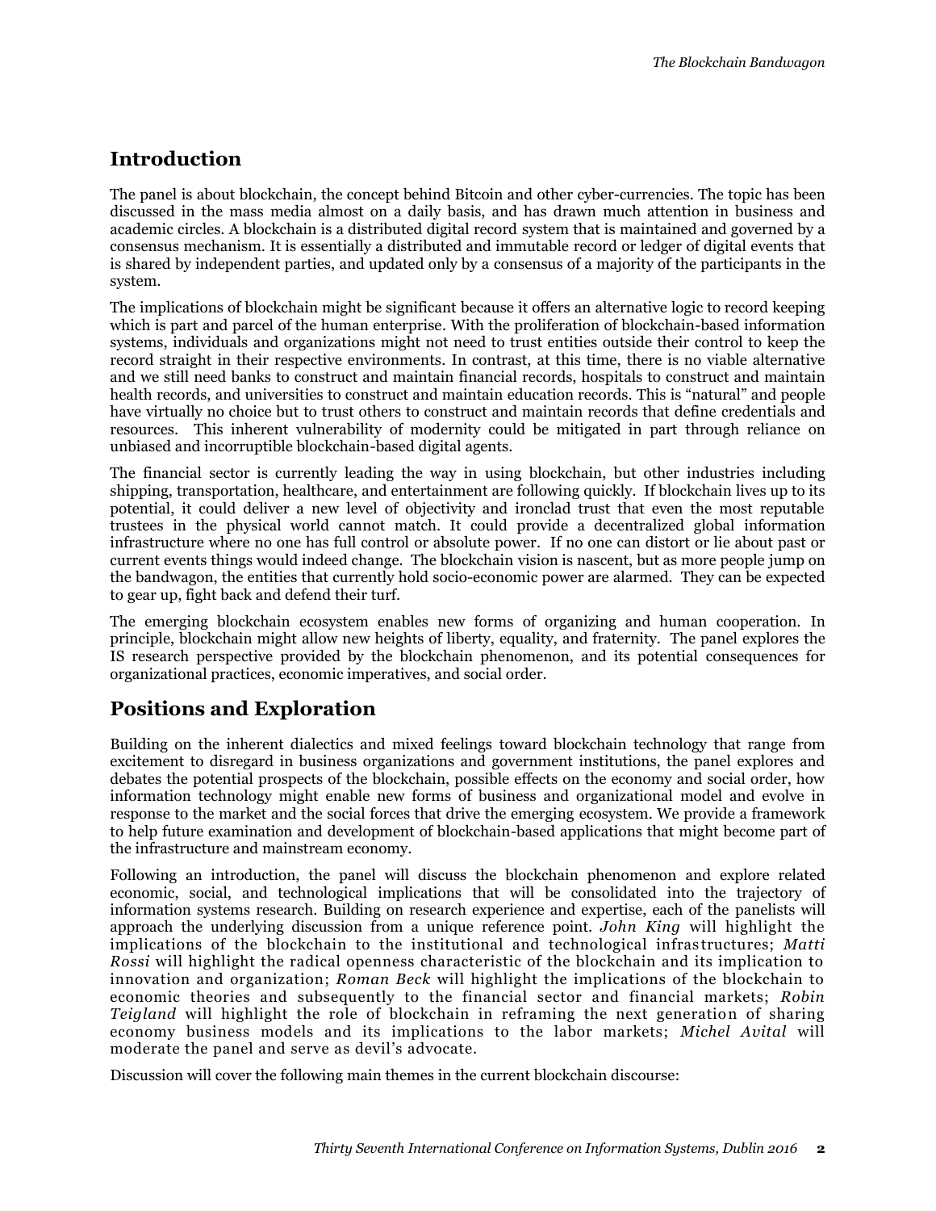## Introduction

The panel is about blockchain, the concept behind Bitcoin and other cyber-currencies. The topic has been discussed in the mass media almost on a daily basis, and has drawn much attention in business and academic circles. A blockchain is a distributed digital record system that is maintained and governed by a consensus mechanism. It is essentially a distributed and immutable record or ledger of digital events that is shared by independent parties, and updated only by a consensus of a majority of the participants in the system.

The implications of blockchain might be significant because it offers an alternative logic to record keeping which is part and parcel of the human enterprise. With the proliferation of blockchain-based information systems, individuals and organizations might not need to trust entities outside their control to keep the record straight in their respective environments. In contrast, at this time, there is no viable alternative and we still need banks to construct and maintain financial records, hospitals to construct and maintain health records, and universities to construct and maintain education records. This is "natural" and people have virtually no choice but to trust others to construct and maintain records that define credentials and resources. This inherent vulnerability of modernity could be mitigated in part through reliance on unbiased and incorruptible blockchain-based digital agents.

The financial sector is currently leading the way in using blockchain, but other industries including shipping, transportation, healthcare, and entertainment are following quickly. If blockchain lives up to its potential, it could deliver a new level of objectivity and ironclad trust that even the most reputable trustees in the physical world cannot match. It could provide a decentralized global information infrastructure where no one has full control or absolute power. If no one can distort or lie about past or current events things would indeed change. The blockchain vision is nascent, but as more people jump on the bandwagon, the entities that currently hold socio-economic power are alarmed. They can be expected to gear up, fight back and defend their turf.

The emerging blockchain ecosystem enables new forms of organizing and human cooperation. In principle, blockchain might allow new heights of liberty, equality, and fraternity. The panel explores the IS research perspective provided by the blockchain phenomenon, and its potential consequences for organizational practices, economic imperatives, and social order.

## Positions and Exploration

Building on the inherent dialectics and mixed feelings toward blockchain technology that range from excitement to disregard in business organizations and government institutions, the panel explores and debates the potential prospects of the blockchain, possible effects on the economy and social order, how information technology might enable new forms of business and organizational model and evolve in response to the market and the social forces that drive the emerging ecosystem. We provide a framework to help future examination and development of blockchain-based applications that might become part of the infrastructure and mainstream economy.

Following an introduction, the panel will discuss the blockchain phenomenon and explore related economic, social, and technological implications that will be consolidated into the trajectory of information systems research. Building on research experience and expertise, each of the panelists will approach the underlying discussion from a unique reference point. *John King* will highlight the implications of the blockchain to the institutional and technological infrastructures; *Matti Rossi* will highlight the radical openness characteristic of the blockchain and its implication to innovation and organization; *Roman Beck* will highlight the implications of the blockchain to economic theories and subsequently to the financial sector and financial markets; *Robin Teigland* will highlight the role of blockchain in reframing the next generation of sharing economy business models and its implications to the labor markets; *Michel Avital* will moderate the panel and serve as devil's advocate.

Discussion will cover the following main themes in the current blockchain discourse: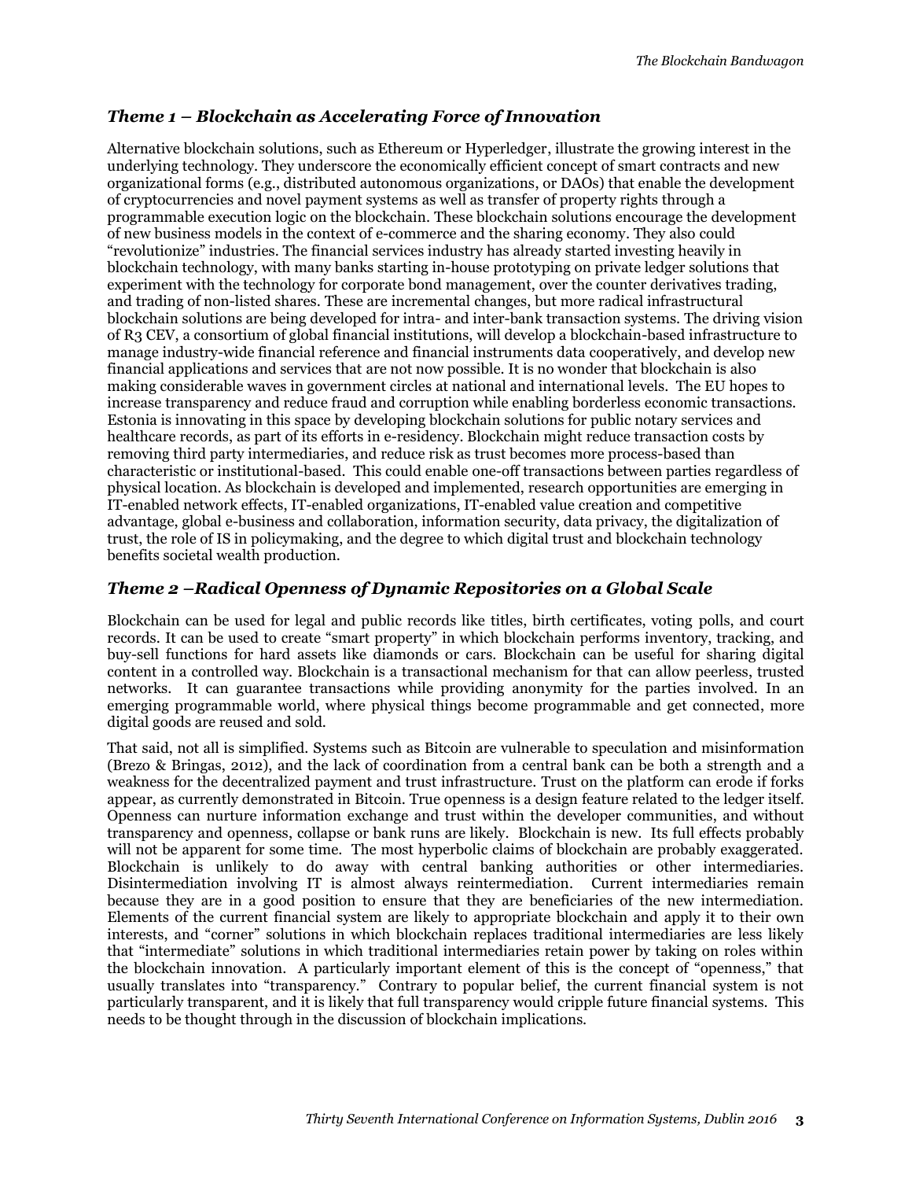### *Theme 1 – Blockchain as Accelerating Force of Innovation*

Alternative blockchain solutions, such as Ethereum or Hyperledger, illustrate the growing interest in the underlying technology. They underscore the economically efficient concept of smart contracts and new organizational forms (e.g., distributed autonomous organizations, or DAOs) that enable the development of cryptocurrencies and novel payment systems as well as transfer of property rights through a programmable execution logic on the blockchain. These blockchain solutions encourage the development of new business models in the context of e-commerce and the sharing economy. They also could "revolutionize" industries. The financial services industry has already started investing heavily in blockchain technology, with many banks starting in-house prototyping on private ledger solutions that experiment with the technology for corporate bond management, over the counter derivatives trading, and trading of non-listed shares. These are incremental changes, but more radical infrastructural blockchain solutions are being developed for intra- and inter-bank transaction systems. The driving vision of R3 CEV, a consortium of global financial institutions, will develop a blockchain-based infrastructure to manage industry-wide financial reference and financial instruments data cooperatively, and develop new financial applications and services that are not now possible. It is no wonder that blockchain is also making considerable waves in government circles at national and international levels. The EU hopes to increase transparency and reduce fraud and corruption while enabling borderless economic transactions. Estonia is innovating in this space by developing blockchain solutions for public notary services and healthcare records, as part of its efforts in e-residency. Blockchain might reduce transaction costs by removing third party intermediaries, and reduce risk as trust becomes more process-based than characteristic or institutional-based. This could enable one-off transactions between parties regardless of physical location. As blockchain is developed and implemented, research opportunities are emerging in IT-enabled network effects, IT-enabled organizations, IT-enabled value creation and competitive advantage, global e-business and collaboration, information security, data privacy, the digitalization of trust, the role of IS in policymaking, and the degree to which digital trust and blockchain technology benefits societal wealth production.

### *Theme 2 –Radical Openness of Dynamic Repositories on a Global Scale*

Blockchain can be used for legal and public records like titles, birth certificates, voting polls, and court records. It can be used to create "smart property" in which blockchain performs inventory, tracking, and buy-sell functions for hard assets like diamonds or cars. Blockchain can be useful for sharing digital content in a controlled way. Blockchain is a transactional mechanism for that can allow peerless, trusted networks. It can guarantee transactions while providing anonymity for the parties involved. In an emerging programmable world, where physical things become programmable and get connected, more digital goods are reused and sold.

That said, not all is simplified. Systems such as Bitcoin are vulnerable to speculation and misinformation (Brezo & Bringas, 2012), and the lack of coordination from a central bank can be both a strength and a weakness for the decentralized payment and trust infrastructure. Trust on the platform can erode if forks appear, as currently demonstrated in Bitcoin. True openness is a design feature related to the ledger itself. Openness can nurture information exchange and trust within the developer communities, and without transparency and openness, collapse or bank runs are likely. Blockchain is new. Its full effects probably will not be apparent for some time. The most hyperbolic claims of blockchain are probably exaggerated. Blockchain is unlikely to do away with central banking authorities or other intermediaries. Disintermediation involving IT is almost always reintermediation. Current intermediaries remain because they are in a good position to ensure that they are beneficiaries of the new intermediation. Elements of the current financial system are likely to appropriate blockchain and apply it to their own interests, and "corner" solutions in which blockchain replaces traditional intermediaries are less likely that "intermediate" solutions in which traditional intermediaries retain power by taking on roles within the blockchain innovation. A particularly important element of this is the concept of "openness," that usually translates into "transparency." Contrary to popular belief, the current financial system is not particularly transparent, and it is likely that full transparency would cripple future financial systems. This needs to be thought through in the discussion of blockchain implications.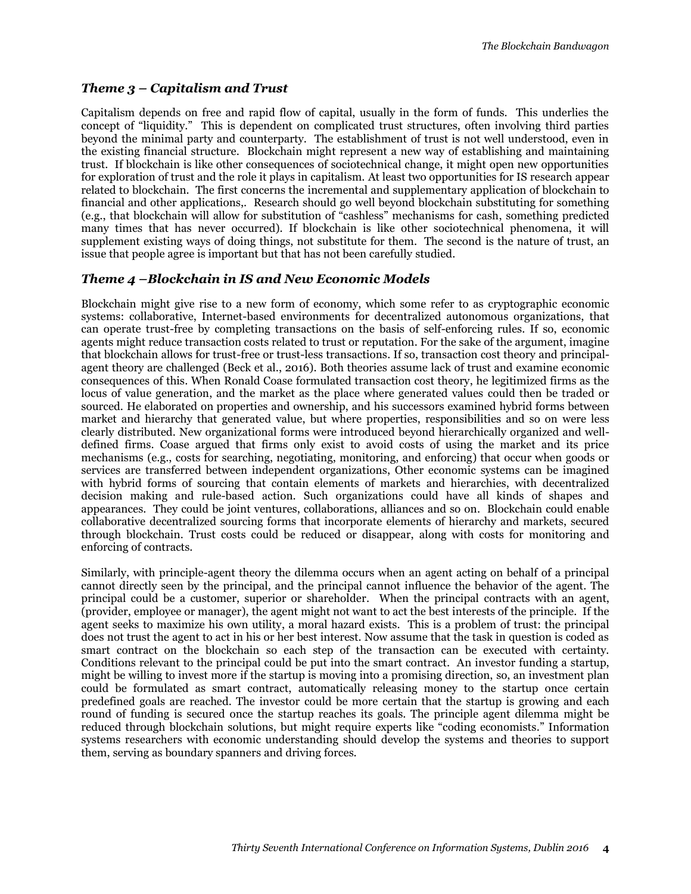### *Theme 3 – Capitalism and Trust*

Capitalism depends on free and rapid flow of capital, usually in the form of funds. This underlies the concept of "liquidity." This is dependent on complicated trust structures, often involving third parties beyond the minimal party and counterparty. The establishment of trust is not well understood, even in the existing financial structure. Blockchain might represent a new way of establishing and maintaining trust. If blockchain is like other consequences of sociotechnical change, it might open new opportunities for exploration of trust and the role it plays in capitalism. At least two opportunities for IS research appear related to blockchain. The first concerns the incremental and supplementary application of blockchain to financial and other applications,. Research should go well beyond blockchain substituting for something (e.g., that blockchain will allow for substitution of "cashless" mechanisms for cash, something predicted many times that has never occurred). If blockchain is like other sociotechnical phenomena, it will supplement existing ways of doing things, not substitute for them. The second is the nature of trust, an issue that people agree is important but that has not been carefully studied.

### *Theme 4 –Blockchain in IS and New Economic Models*

Blockchain might give rise to a new form of economy, which some refer to as cryptographic economic systems: collaborative, Internet-based environments for decentralized autonomous organizations, that can operate trust-free by completing transactions on the basis of self-enforcing rules. If so, economic agents might reduce transaction costs related to trust or reputation. For the sake of the argument, imagine that blockchain allows for trust-free or trust-less transactions. If so, transaction cost theory and principal-agent theory are challenged (Beck et al., 2016). Both theories assume lack of trust and examine economic consequences of this. When Ronald Coase formulated transaction cost theory, he legitimized firms as the locus of value generation, and the market as the place where generated values could then be traded or sourced. He elaborated on properties and ownership, and his successors examined hybrid forms between market and hierarchy that generated value, but where properties, responsibilities and so on were less clearly distributed. New organizational forms were introduced beyond hierarchically organized and well-defined firms. Coase argued that firms only exist to avoid costs of using the market and its price mechanisms (e.g., costs for searching, negotiating, monitoring, and enforcing) that occur when goods or services are transferred between independent organizations, Other economic systems can be imagined with hybrid forms of sourcing that contain elements of markets and hierarchies, with decentralized decision making and rule-based action. Such organizations could have all kinds of shapes and appearances. They could be joint ventures, collaborations, alliances and so on. Blockchain could enable collaborative decentralized sourcing forms that incorporate elements of hierarchy and markets, secured through blockchain. Trust costs could be reduced or disappear, along with costs for monitoring and enforcing of contracts.

Similarly, with principle-agent theory the dilemma occurs when an agent acting on behalf of a principal cannot directly seen by the principal, and the principal cannot influence the behavior of the agent. The principal could be a customer, superior or shareholder. When the principal contracts with an agent, (provider, employee or manager), the agent might not want to act the best interests of the principle. If the agent seeks to maximize his own utility, a moral hazard exists. This is a problem of trust: the principal does not trust the agent to act in his or her best interest. Now assume that the task in question is coded as smart contract on the blockchain so each step of the transaction can be executed with certainty. Conditions relevant to the principal could be put into the smart contract. An investor funding a startup, might be willing to invest more if the startup is moving into a promising direction, so, an investment plan could be formulated as smart contract, automatically releasing money to the startup once certain predefined goals are reached. The investor could be more certain that the startup is growing and each round of funding is secured once the startup reaches its goals. The principle agent dilemma might be reduced through blockchain solutions, but might require experts like "coding economists." Information systems researchers with economic understanding should develop the systems and theories to support them, serving as boundary spanners and driving forces.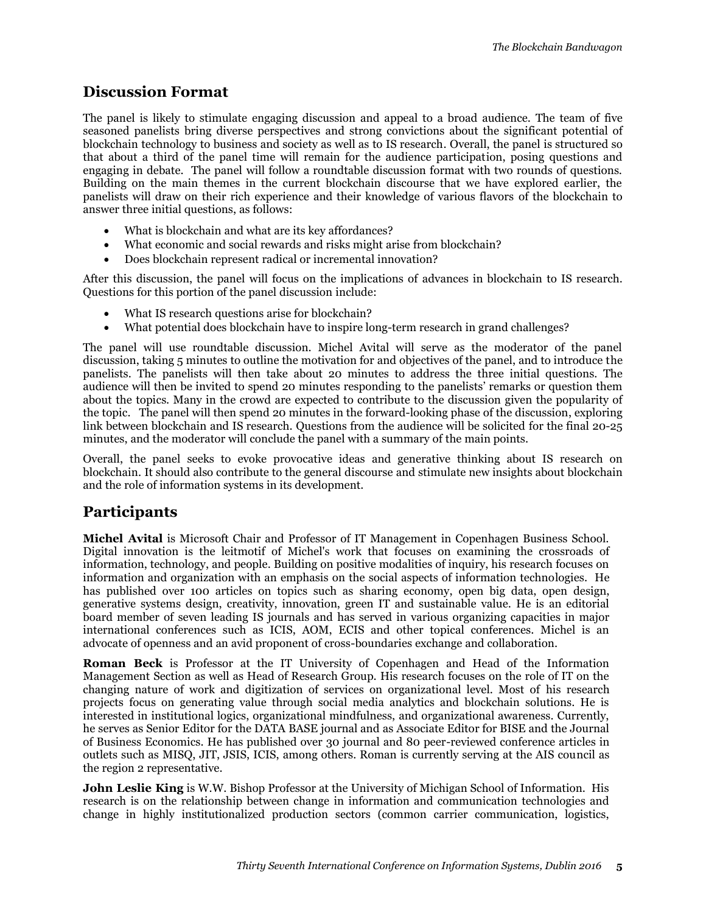## Discussion Format

The panel is likely to stimulate engaging discussion and appeal to a broad audience. The team of five seasoned panelists bring diverse perspectives and strong convictions about the significant potential of blockchain technology to business and society as well as to IS research. Overall, the panel is structured so that about a third of the panel time will remain for the audience participation, posing questions and engaging in debate. The panel will follow a roundtable discussion format with two rounds of questions. Building on the main themes in the current blockchain discourse that we have explored earlier, the panelists will draw on their rich experience and their knowledge of various flavors of the blockchain to answer three initial questions, as follows:

- What is blockchain and what are its key affordances?
- What economic and social rewards and risks might arise from blockchain?
- Does blockchain represent radical or incremental innovation?

After this discussion, the panel will focus on the implications of advances in blockchain to IS research. Questions for this portion of the panel discussion include:

- What IS research questions arise for blockchain?
- What potential does blockchain have to inspire long-term research in grand challenges?

The panel will use roundtable discussion. Michel Avital will serve as the moderator of the panel discussion, taking 5 minutes to outline the motivation for and objectives of the panel, and to introduce the panelists. The panelists will then take about 20 minutes to address the three initial questions. The audience will then be invited to spend 20 minutes responding to the panelists' remarks or question them about the topics. Many in the crowd are expected to contribute to the discussion given the popularity of the topic. The panel will then spend 20 minutes in the forward-looking phase of the discussion, exploring link between blockchain and IS research. Questions from the audience will be solicited for the final 20-25 minutes, and the moderator will conclude the panel with a summary of the main points.

Overall, the panel seeks to evoke provocative ideas and generative thinking about IS research on blockchain. It should also contribute to the general discourse and stimulate new insights about blockchain and the role of information systems in its development.

## Participants

**Michel Avital** is Microsoft Chair and Professor of IT Management in Copenhagen Business School. Digital innovation is the leitmotif of Michel's work that focuses on examining the crossroads of information, technology, and people. Building on positive modalities of inquiry, his research focuses on information and organization with an emphasis on the social aspects of information technologies. He has published over 100 articles on topics such as sharing economy, open big data, open design, generative systems design, creativity, innovation, green IT and sustainable value. He is an editorial board member of seven leading IS journals and has served in various organizing capacities in major international conferences such as ICIS, AOM, ECIS and other topical conferences. Michel is an advocate of openness and an avid proponent of cross-boundaries exchange and collaboration.

**Roman Beck** is Professor at the IT University of Copenhagen and Head of the Information Management Section as well as Head of Research Group. His research focuses on the role of IT on the changing nature of work and digitization of services on organizational level. Most of his research projects focus on generating value through social media analytics and blockchain solutions. He is interested in institutional logics, organizational mindfulness, and organizational awareness. Currently, he serves as Senior Editor for the DATA BASE journal and as Associate Editor for BISE and the Journal of Business Economics. He has published over 30 journal and 80 peer-reviewed conference articles in outlets such as MISQ, JIT, JSIS, ICIS, among others. Roman is currently serving at the AIS council as the region 2 representative.

**John Leslie King** is W.W. Bishop Professor at the University of Michigan School of Information. His research is on the relationship between change in information and communication technologies and change in highly institutionalized production sectors (common carrier communication, logistics,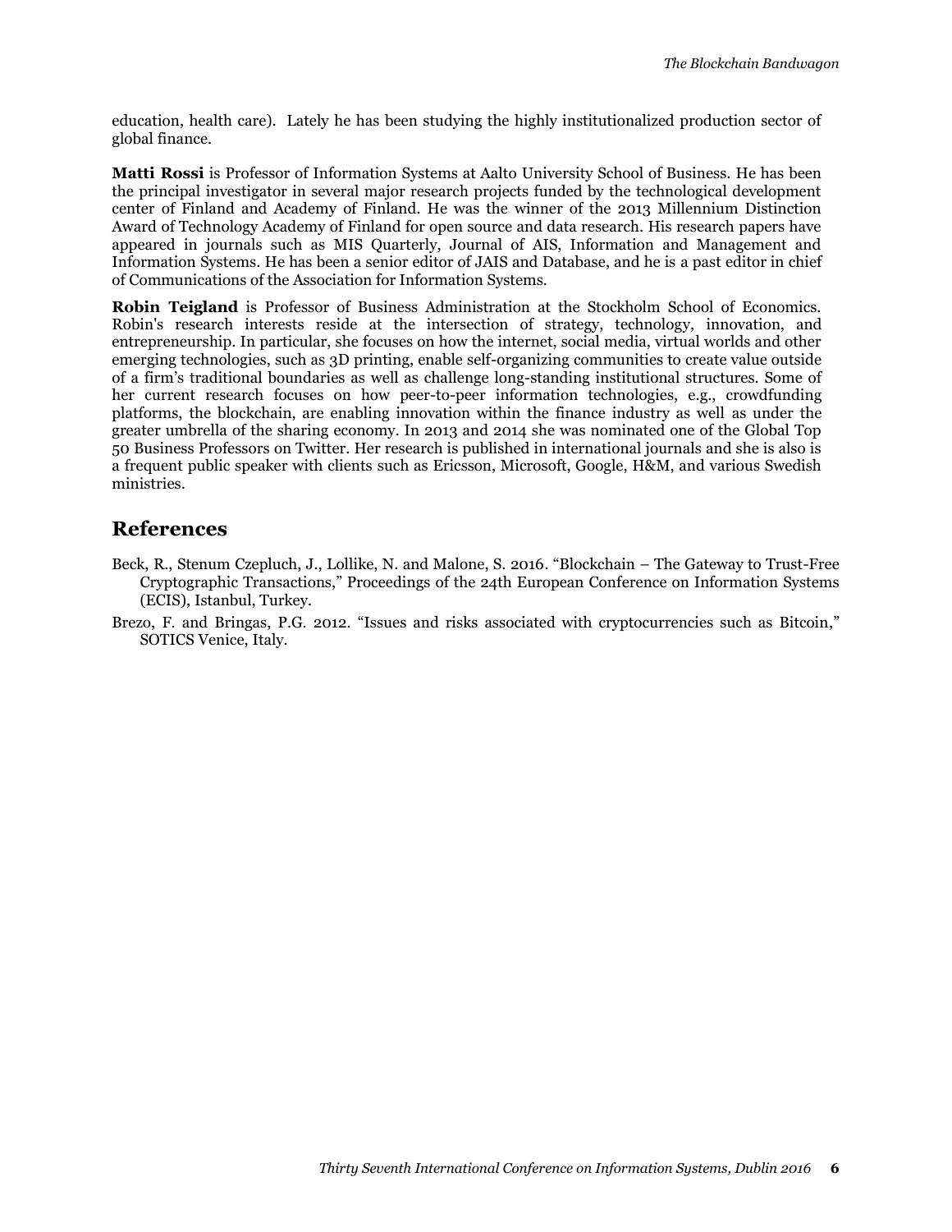education, health care). Lately he has been studying the highly institutionalized production sector of global finance.

**Matti Rossi** is Professor of Information Systems at Aalto University School of Business. He has been the principal investigator in several major research projects funded by the technological development center of Finland and Academy of Finland. He was the winner of the 2013 Millennium Distinction Award of Technology Academy of Finland for open source and data research. His research papers have appeared in journals such as MIS Quarterly, Journal of AIS, Information and Management and Information Systems. He has been a senior editor of JAIS and Database, and he is a past editor in chief of Communications of the Association for Information Systems.

**Robin Teigland** is Professor of Business Administration at the Stockholm School of Economics. Robin's research interests reside at the intersection of strategy, technology, innovation, and entrepreneurship. In particular, she focuses on how the internet, social media, virtual worlds and other emerging technologies, such as 3D printing, enable self-organizing communities to create value outside of a firm's traditional boundaries as well as challenge long-standing institutional structures. Some of her current research focuses on how peer-to-peer information technologies, e.g., crowdfunding platforms, the blockchain, are enabling innovation within the finance industry as well as under the greater umbrella of the sharing economy. In 2013 and 2014 she was nominated one of the Global Top 50 Business Professors on Twitter. Her research is published in international journals and she is also is a frequent public speaker with clients such as Ericsson, Microsoft, Google, H&M, and various Swedish ministries.

## References

Beck, R., Stenum Czepluch, J., Lollike, N. and Malone, S. 2016. "Blockchain – The Gateway to Trust-Free Cryptographic Transactions," Proceedings of the 24th European Conference on Information Systems (ECIS), Istanbul, Turkey.

Brezo, F. and Bringas, P.G. 2012. "Issues and risks associated with cryptocurrencies such as Bitcoin," SOTICS Venice, Italy.